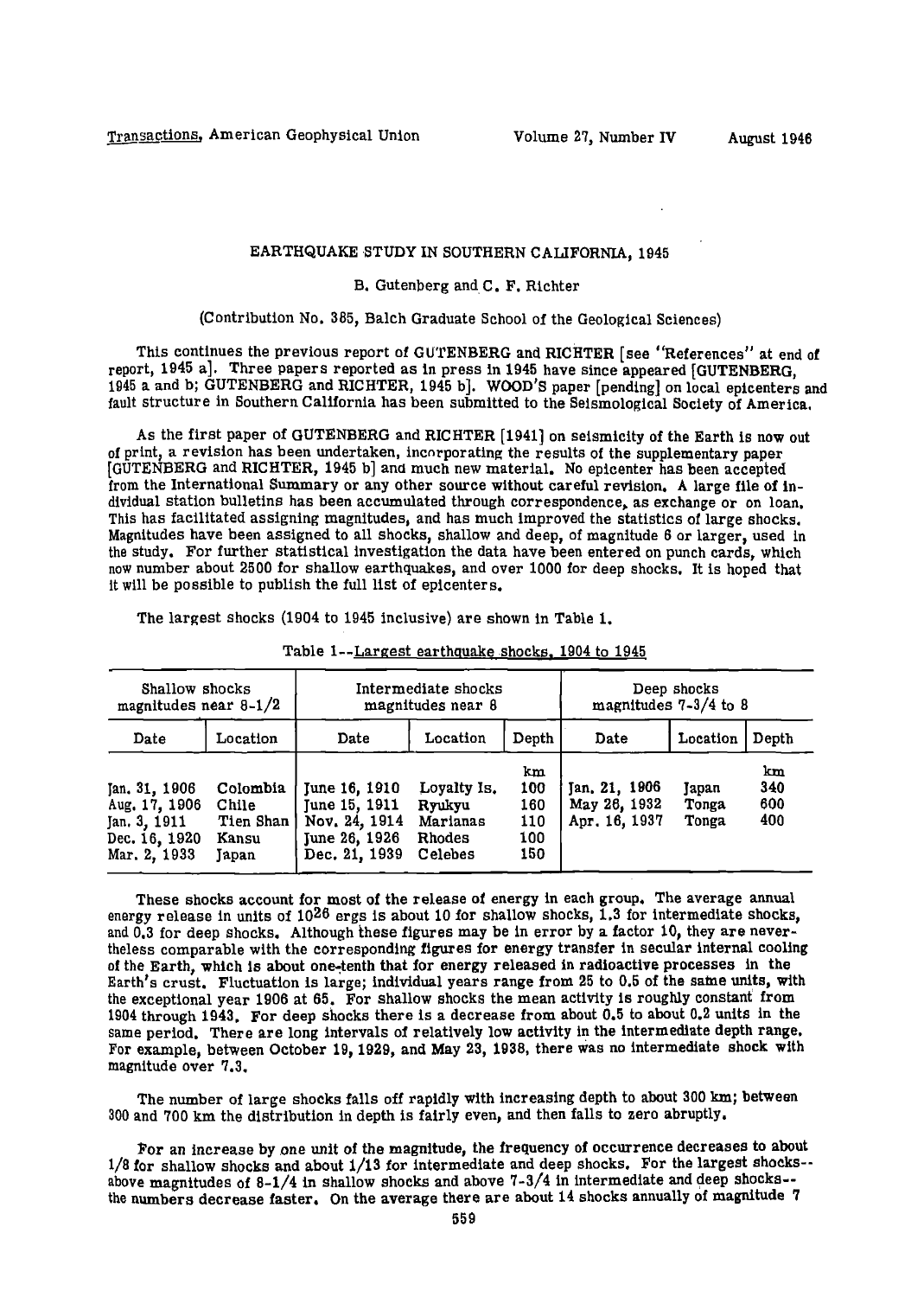# EARTHQUAKE STUDY IN SOUTHERN CALIFORNIA, 1945

B. Gutenberg and C. F. Richter

(Contribution No. 385, Balch Graduate School of the Geological Sciences)

This continues the previous report of GUTENBERG and RICHTER [see "References" at end of report, 1945 a]. Three papers reported as in press in 1945 have since appeared [GUTENBERG, 1945 a and b; GUTENBERG and RICHTER, 1945 b]. WOOD'S paper [pending] on local epicenters and fault structure in Southern California has been submitted to the Seismological Society of America.

As the first paper of GUTENBERG and RICHTER [1941] on seismicity of the Earth is now out of print, a revision has been undertaken, incorporating the results of the supplementary paper [GUTENBERG and RICHTER, 1945 b] and much new material. No epicenter has been accepted from the International Summary or any other source without careful revision. A large file of individual station bulletins has been accumulated through correspondence, as exchange or on loan. This has facilitated assigning magnitudes, and has much improved the statistics of large shocks. Magnitudes have been assigned to all shocks, shallow and deep, of magnitude 6 or larger, used in the study. For further statistical investigation the data have been entered on punch cards, which now number about 2500 for shallow earthquakes, and over 1000 for deep shocks. It is hoped that it will be possible to publish the full list of epicenters.

The largest shocks (1904 to 1945 inclusive) are shown in Table 1.

Table 1--Largest earthquake shocks, 1904 to 1945

| Shallow shocks magnitudes near 8-1/2 | | Intermediate shocks magnitudes near 8 | | | Deep shocks magnitudes 7-3/4 to 8 | | |
|---|---|---|---|---|---|---|---|
| Date | Location | Date | Location | Depth | Date | Location | Depth |
| | | | | km | | | km |
| Jan. 31, 1906 | Colombia | June 16, 1910 | Loyalty Is. | 100 | Jan. 21, 1906 | Japan | 340 |
| Aug. 17, 1906 | Chile | June 15, 1911 | Ryukyu | 160 | May 26, 1932 | Tonga | 600 |
| Jan. 3, 1911 | Tien Shan | Nov. 24, 1914 | Marianas | 110 | Apr. 16, 1937 | Tonga | 400 |
| Dec. 16, 1920 | Kansu | June 26, 1926 | Rhodes | 100 | | | |
| Mar. 2, 1933 | Japan | Dec. 21, 1939 | Celebes | 150 | | | |

These shocks account for most of the release of energy in each group. The average annual energy release in units of $10^{26}$ ergs is about 10 for shallow shocks, 1.3 for intermediate shocks, and 0.3 for deep shocks. Although these figures may be in error by a factor 10, they are nevertheless comparable with the corresponding figures for energy transfer in secular internal cooling of the Earth, which is about one-tenth that for energy released in radioactive processes in the Earth's crust. Fluctuation is large; individual years range from 25 to 0.5 of the same units, with the exceptional year 1906 at 65. For shallow shocks the mean activity is roughly constant from 1904 through 1943. For deep shocks there is a decrease from about 0.5 to about 0.2 units in the same period. There are long intervals of relatively low activity in the intermediate depth range. For example, between October 19, 1929, and May 23, 1938, there was no intermediate shock with magnitude over 7.3.

The number of large shocks falls off rapidly with increasing depth to about 300 km; between 300 and 700 km the distribution in depth is fairly even, and then falls to zero abruptly.

For an increase by one unit of the magnitude, the frequency of occurrence decreases to about 1/8 for shallow shocks and about 1/13 for intermediate and deep shocks. For the largest shocks--above magnitudes of 8-1/4 in shallow shocks and above 7-3/4 in intermediate and deep shocks--the numbers decrease faster. On the average there are about 14 shocks annually of magnitude 7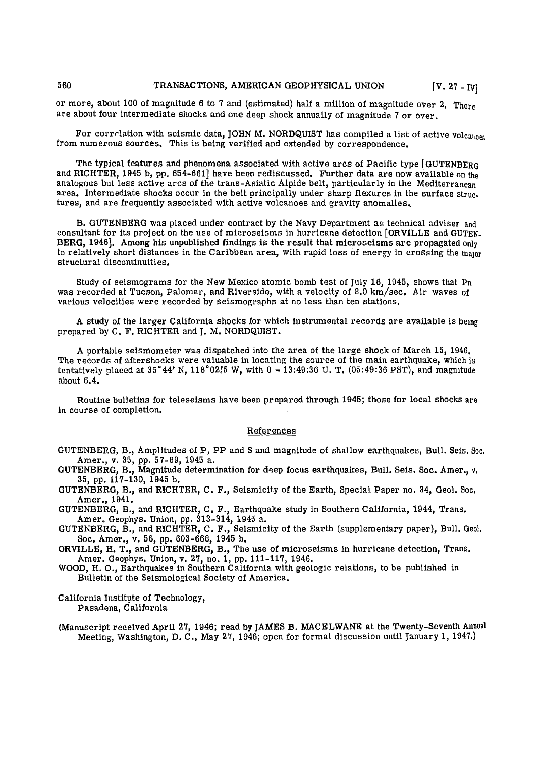or more, about 100 of magnitude 6 to 7 and (estimated) half a million of magnitude over 2. There are about four intermediate shocks and one deep shock annually of magnitude 7 or over.

For correlation with seismic data, JOHN M. NORDQUIST has compiled a list of active volcanoes from numerous sources. This is being verified and extended by correspondence.

The typical features and phenomena associated with active arcs of Pacific type [GUTENBERG and RICHTER, 1945 b, pp. 654-661] have been rediscussed. Further data are now available on the analogous but less active arcs of the trans-Asiatic Alpide belt, particularly in the Mediterranean area. Intermediate shocks occur in the belt principally under sharp flexures in the surface structures, and are frequently associated with active volcanoes and gravity anomalies.

B. GUTENBERG was placed under contract by the Navy Department as technical adviser and consultant for its project on the use of microseisms in hurricane detection [ORVILLE and GUTENBERG, 1946]. Among his unpublished findings is the result that microseisms are propagated only to relatively short distances in the Caribbean area, with rapid loss of energy in crossing the major structural discontinuities.

Study of seismograms for the New Mexico atomic bomb test of July 16, 1945, shows that Pn was recorded at Tucson, Palomar, and Riverside, with a velocity of 8.0 km/sec. Air waves of various velocities were recorded by seismographs at no less than ten stations.

A study of the larger California shocks for which instrumental records are available is being prepared by C. F. RICHTER and J. M. NORDQUIST.

A portable seismometer was dispatched into the area of the large shock of March 15, 1946. The records of aftershocks were valuable in locating the source of the main earthquake, which is tentatively placed at 35°44′ N, 118°02′.5 W, with 0 = 13:49:36 U. T. (05:49:36 PST), and magnitude about 6.4.

Routine bulletins for teleseisms have been prepared through 1945; those for local shocks are in course of completion.

## References

GUTENBERG, B., Amplitudes of P, PP and S and magnitude of shallow earthquakes, Bull. Seis. Soc. Amer., v. 35, pp. 57-69, 1945 a.

GUTENBERG, B., Magnitude determination for deep focus earthquakes, Bull. Seis. Soc. Amer., v. 35, pp. 117-130, 1945 b.

GUTENBERG, B., and RICHTER, C. F., Seismicity of the Earth, Special Paper no. 34, Geol. Soc. Amer., 1941.

GUTENBERG, B., and RICHTER, C. F., Earthquake study in Southern California, 1944, Trans. Amer. Geophys. Union, pp. 313-314, 1945 a.

GUTENBERG, B., and RICHTER, C. F., Seismicity of the Earth (supplementary paper), Bull. Geol. Soc. Amer., v. 56, pp. 603-668, 1945 b.

ORVILLE, H. T., and GUTENBERG, B., The use of microseisms in hurricane detection, Trans. Amer. Geophys. Union, v. 27, no. 1, pp. 111-117, 1946.

WOOD, H. O., Earthquakes in Southern California with geologic relations, to be published in Bulletin of the Seismological Society of America.

California Institute of Technology,
Pasadena, California

(Manuscript received April 27, 1946; read by JAMES B. MACELWANE at the Twenty-Seventh Annual Meeting, Washington, D. C., May 27, 1946; open for formal discussion until January 1, 1947.)